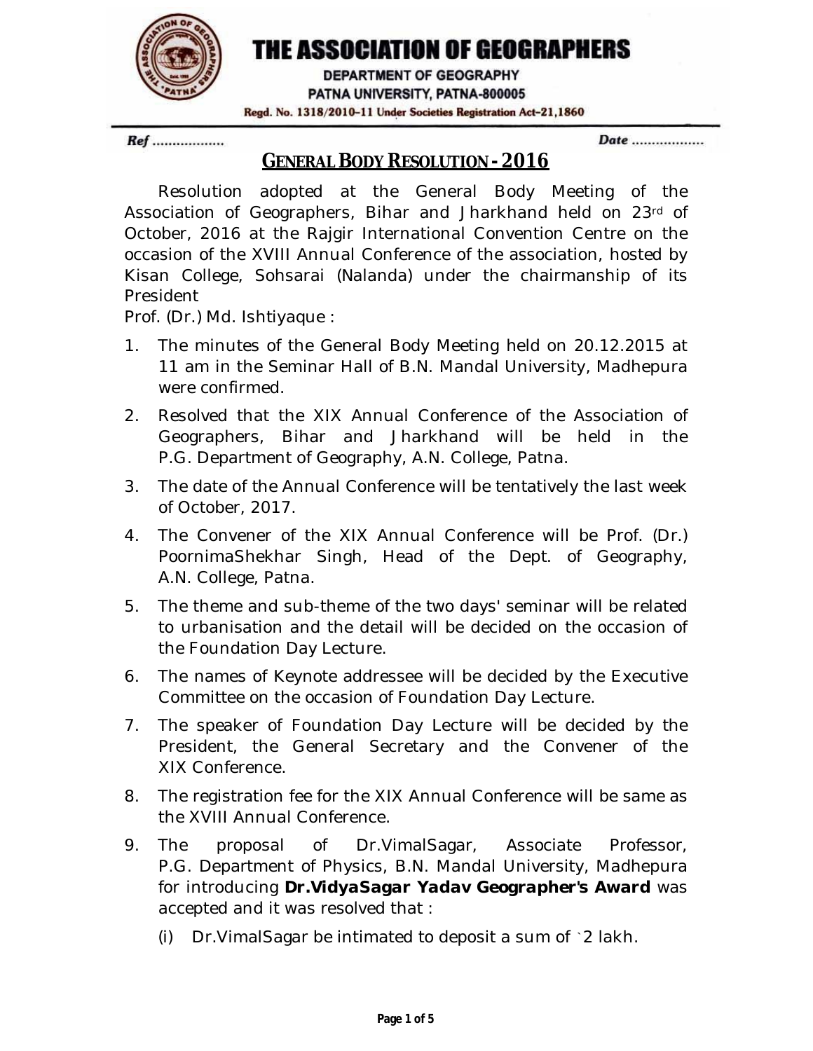# THE ASSOCIATION OF GEOGRAPHERS

DEPARTMENT OF GEOGRAPHY
PATNA UNIVERSITY, PATNA-800005
Regd. No. 1318/2010-11 Under Societies Registration Act-21,1860

Ref .................. Date ..................

## GENERAL BODY RESOLUTION - 2016

Resolution adopted at the General Body Meeting of the Association of Geographers, Bihar and Jharkhand held on 23rd of October, 2016 at the Rajgir International Convention Centre on the occasion of the XVIII Annual Conference of the association, hosted by Kisan College, Sohsarai (Nalanda) under the chairmanship of its President
Prof. (Dr.) Md. Ishtiyaque :

1. The minutes of the General Body Meeting held on 20.12.2015 at 11 am in the Seminar Hall of B.N. Mandal University, Madhepura were confirmed.
2. Resolved that the XIX Annual Conference of the Association of Geographers, Bihar and Jharkhand will be held in the P.G. Department of Geography, A.N. College, Patna.
3. The date of the Annual Conference will be tentatively the last week of October, 2017.
4. The Convener of the XIX Annual Conference will be Prof. (Dr.) PoornimaShekhar Singh, Head of the Dept. of Geography, A.N. College, Patna.
5. The theme and sub-theme of the two days' seminar will be related to urbanisation and the detail will be decided on the occasion of the Foundation Day Lecture.
6. The names of Keynote addressee will be decided by the Executive Committee on the occasion of Foundation Day Lecture.
7. The speaker of Foundation Day Lecture will be decided by the President, the General Secretary and the Convener of the XIX Conference.
8. The registration fee for the XIX Annual Conference will be same as the XVIII Annual Conference.
9. The proposal of Dr.VimalSagar, Associate Professor, P.G. Department of Physics, B.N. Mandal University, Madhepura for introducing **Dr.VidyaSagar Yadav Geographer's Award** was accepted and it was resolved that :
   (i) Dr.VimalSagar be intimated to deposit a sum of `2 lakh.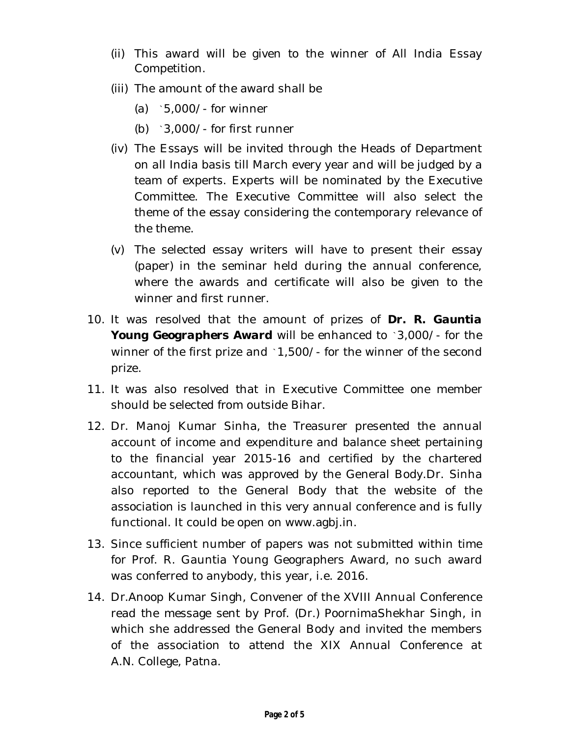(ii) This award will be given to the winner of All India Essay Competition.

(iii) The amount of the award shall be

(a) `5,000/- for winner

(b) `3,000/- for first runner

(iv) The Essays will be invited through the Heads of Department on all India basis till March every year and will be judged by a team of experts. Experts will be nominated by the Executive Committee. The Executive Committee will also select the theme of the essay considering the contemporary relevance of the theme.

(v) The selected essay writers will have to present their essay (paper) in the seminar held during the annual conference, where the awards and certificate will also be given to the winner and first runner.

10. It was resolved that the amount of prizes of **Dr. R. Gauntia Young Geographers Award** will be enhanced to `3,000/- for the winner of the first prize and `1,500/- for the winner of the second prize.

11. It was also resolved that in Executive Committee one member should be selected from outside Bihar.

12. Dr. Manoj Kumar Sinha, the Treasurer presented the annual account of income and expenditure and balance sheet pertaining to the financial year 2015-16 and certified by the chartered accountant, which was approved by the General Body.Dr. Sinha also reported to the General Body that the website of the association is launched in this very annual conference and is fully functional. It could be open on www.agbj.in.

13. Since sufficient number of papers was not submitted within time for Prof. R. Gauntia Young Geographers Award, no such award was conferred to anybody, this year, i.e. 2016.

14. Dr.Anoop Kumar Singh, Convener of the XVIII Annual Conference read the message sent by Prof. (Dr.) PoornimaShekhar Singh, in which she addressed the General Body and invited the members of the association to attend the XIX Annual Conference at A.N. College, Patna.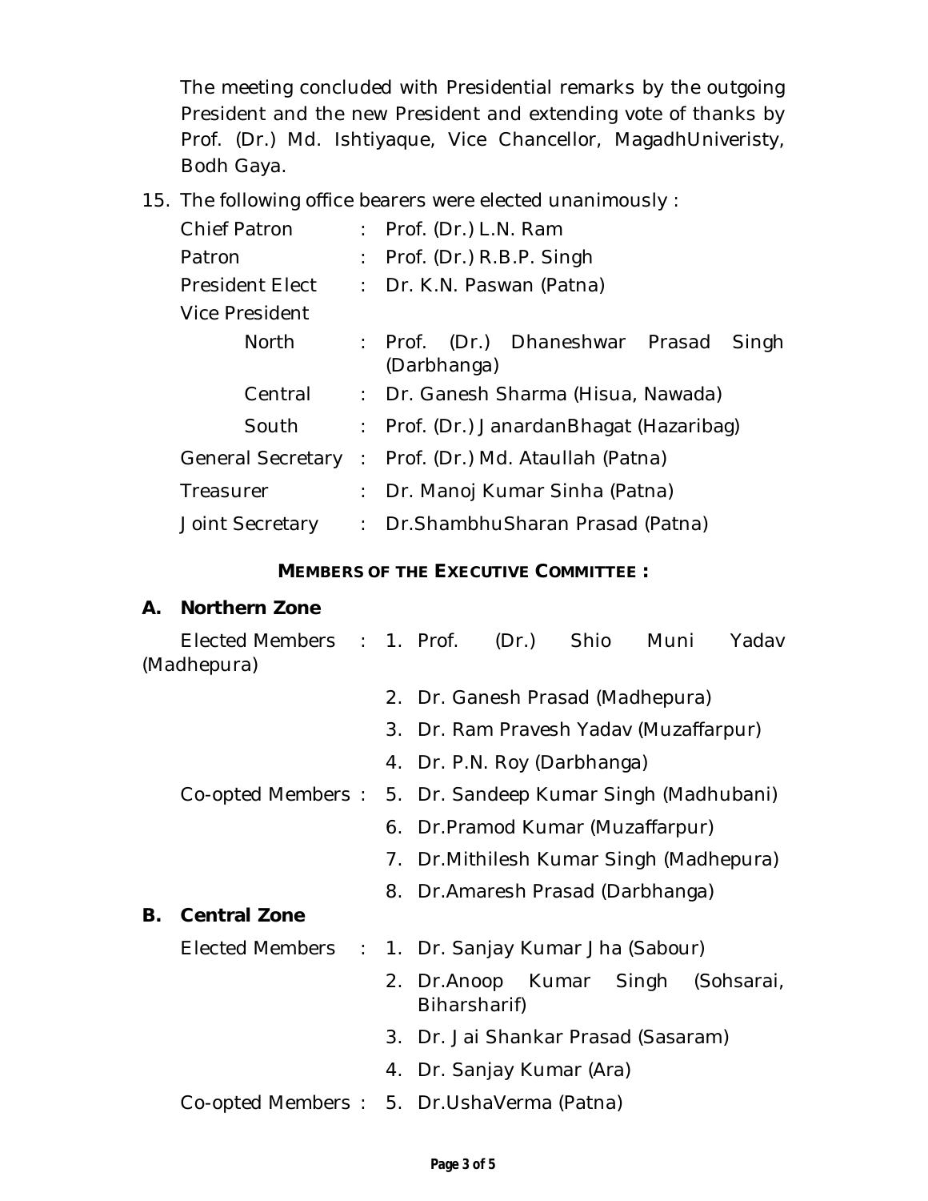The meeting concluded with Presidential remarks by the outgoing President and the new President and extending vote of thanks by Prof. (Dr.) Md. Ishtiyaque, Vice Chancellor, MagadhUniveristy, Bodh Gaya.

15. The following office bearers were elected unanimously :

| | | |
|---|---|---|
| Chief Patron | : | Prof. (Dr.) L.N. Ram |
| Patron | : | Prof. (Dr.) R.B.P. Singh |
| President Elect | : | Dr. K.N. Paswan (Patna) |
| Vice President | | |
| North | : | Prof. (Dr.) Dhaneshwar Prasad Singh (Darbhanga) |
| Central | : | Dr. Ganesh Sharma (Hisua, Nawada) |
| South | : | Prof. (Dr.) JanardanBhagat (Hazaribag) |
| General Secretary | : | Prof. (Dr.) Md. Ataullah (Patna) |
| Treasurer | : | Dr. Manoj Kumar Sinha (Patna) |
| Joint Secretary | : | Dr.ShambhuSharan Prasad (Patna) |

**MEMBERS OF THE EXECUTIVE COMMITTEE :**

**A. Northern Zone**

Elected Members : 1. Prof. (Dr.) Shio Muni Yadav (Madhepura)

2. Dr. Ganesh Prasad (Madhepura)
3. Dr. Ram Pravesh Yadav (Muzaffarpur)
4. Dr. P.N. Roy (Darbhanga)

Co-opted Members : 5. Dr. Sandeep Kumar Singh (Madhubani)

6. Dr.Pramod Kumar (Muzaffarpur)
7. Dr.Mithilesh Kumar Singh (Madhepura)
8. Dr.Amaresh Prasad (Darbhanga)

**B. Central Zone**

Elected Members : 1. Dr. Sanjay Kumar Jha (Sabour)

2. Dr.Anoop Kumar Singh (Sohsarai, Biharsharif)
3. Dr. Jai Shankar Prasad (Sasaram)
4. Dr. Sanjay Kumar (Ara)

Co-opted Members : 5. Dr.UshaVerma (Patna)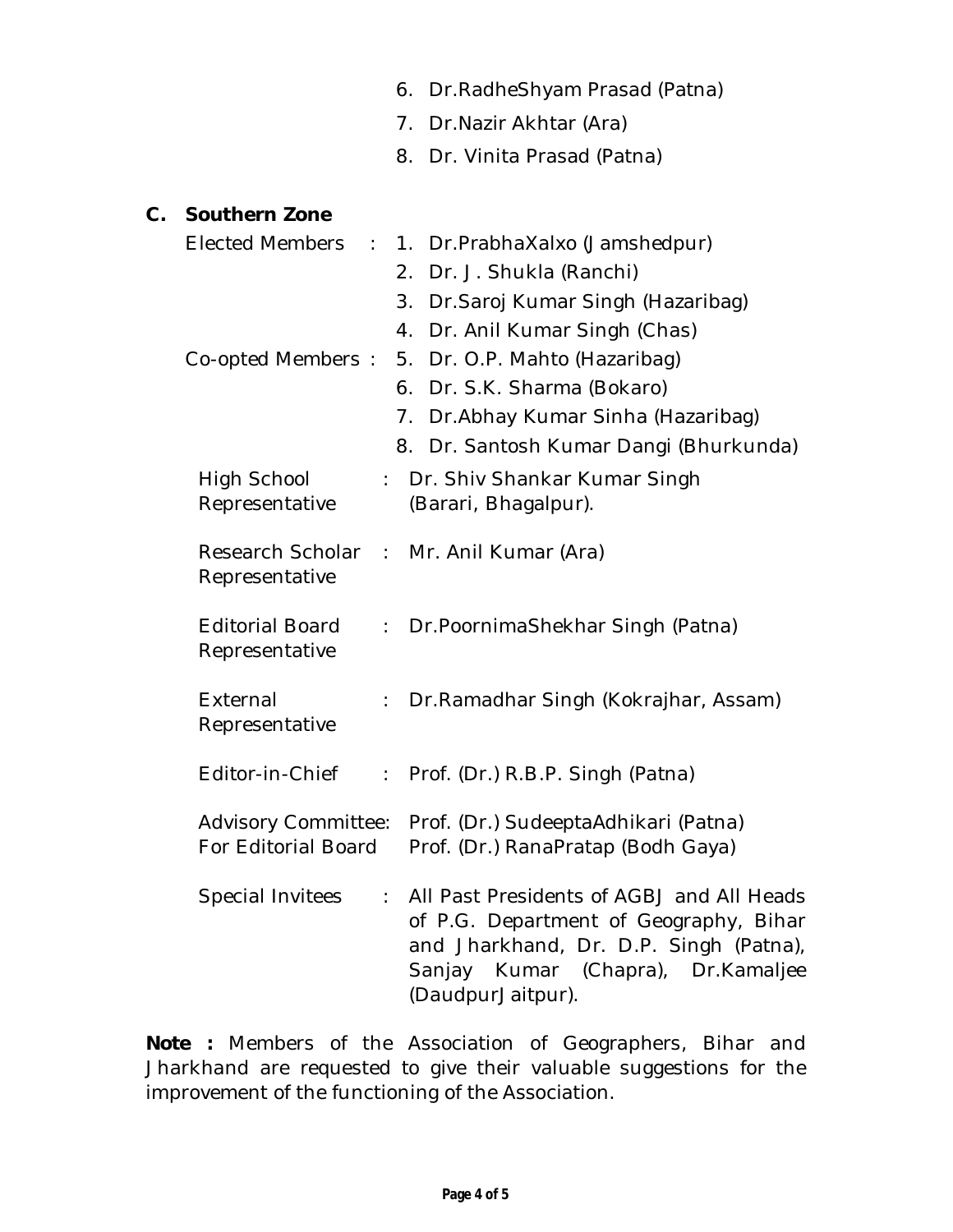6. Dr.RadheShyam Prasad (Patna)
7. Dr.Nazir Akhtar (Ara)
8. Dr. Vinita Prasad (Patna)

**C. Southern Zone**

Elected Members :

1. Dr.PrabhaXalxo (Jamshedpur)
2. Dr. J. Shukla (Ranchi)
3. Dr.Saroj Kumar Singh (Hazaribag)
4. Dr. Anil Kumar Singh (Chas)

Co-opted Members :

5. Dr. O.P. Mahto (Hazaribag)
6. Dr. S.K. Sharma (Bokaro)
7. Dr.Abhay Kumar Sinha (Hazaribag)
8. Dr. Santosh Kumar Dangi (Bhurkunda)

High School Representative : Dr. Shiv Shankar Kumar Singh (Barari, Bhagalpur).

Research Scholar Representative : Mr. Anil Kumar (Ara)

Editorial Board Representative : Dr.PoornimaShekhar Singh (Patna)

External Representative : Dr.Ramadhar Singh (Kokrajhar, Assam)

Editor-in-Chief : Prof. (Dr.) R.B.P. Singh (Patna)

Advisory Committee: For Editorial Board Prof. (Dr.) SudeeptaAdhikari (Patna)
Prof. (Dr.) RanaPratap (Bodh Gaya)

Special Invitees : All Past Presidents of AGBJ and All Heads of P.G. Department of Geography, Bihar and Jharkhand, Dr. D.P. Singh (Patna), Sanjay Kumar (Chapra), Dr.Kamaljee (DaudpurJaitpur).

**Note :** Members of the Association of Geographers, Bihar and Jharkhand are requested to give their valuable suggestions for the improvement of the functioning of the Association.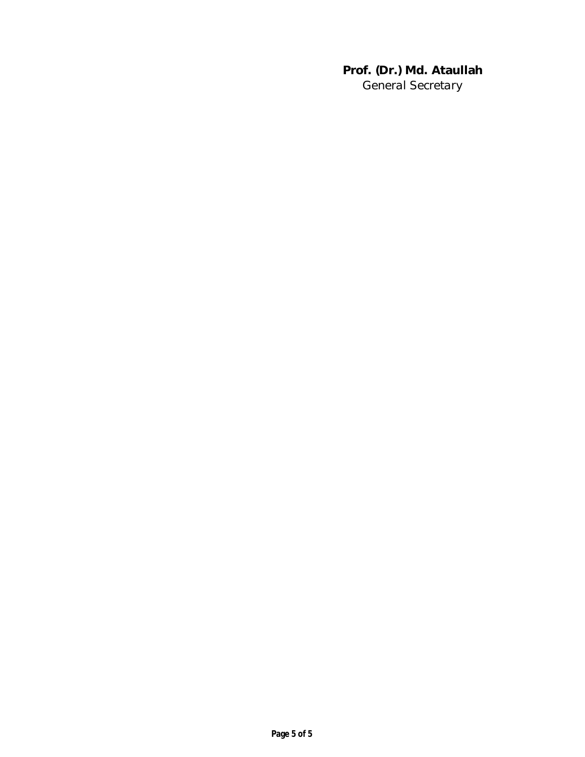**Prof. (Dr.) Md. Ataullah**
General Secretary